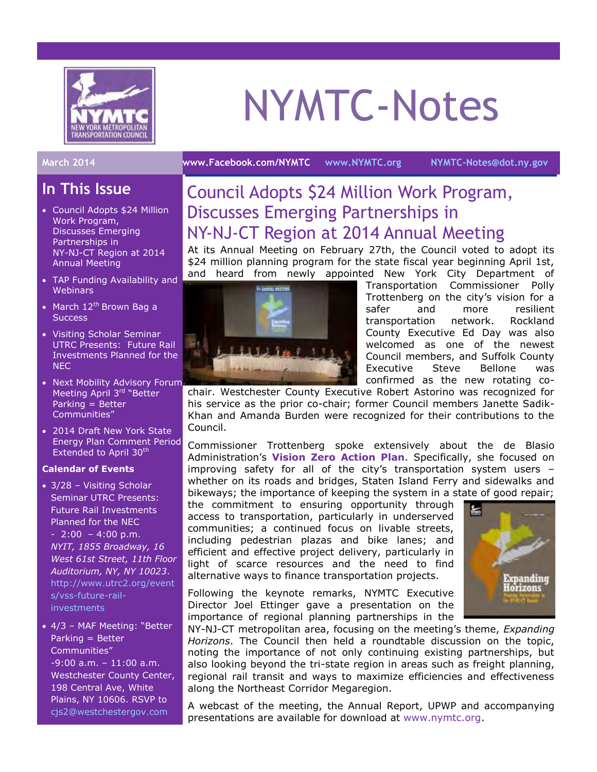# NYMTC-Notes

March 2014 www.Facebook.com/NYMTC www.NYMTC.org NYMTC-Notes@dot.ny.gov

## In This Issue

- Council Adopts $24 Million Work Program, Discusses Emerging Partnerships in NY-NJ-CT Region at 2014 Annual Meeting
- TAP Funding Availability and Webinars
- March 12th Brown Bag a Success
- Visiting Scholar Seminar UTRC Presents: Future Rail Investments Planned for the NEC
- Next Mobility Advisory Forum Meeting April 3rd "Better Parking = Better Communities"
- 2014 Draft New York State Energy Plan Comment Period Extended to April 30th

### Calendar of Events

- 3/28 – Visiting Scholar Seminar UTRC Presents: Future Rail Investments Planned for the NEC - 2:00 – 4:00 p.m. *NYIT, 1855 Broadway, 16 West 61st Street, 11th Floor Auditorium, NY, NY 10023.* http://www.utrc2.org/events/vss-future-rail-investments
- 4/3 – MAF Meeting: "Better Parking = Better Communities" -9:00 a.m. – 11:00 a.m. Westchester County Center, 198 Central Ave, White Plains, NY 10606. RSVP to cjs2@westchestergov.com

## Council Adopts $24 Million Work Program, Discusses Emerging Partnerships in NY-NJ-CT Region at 2014 Annual Meeting

At its Annual Meeting on February 27th, the Council voted to adopt its $24 million planning program for the state fiscal year beginning April 1st, and heard from newly appointed New York City Department of Transportation Commissioner Polly Trottenberg on the city's vision for a safer and more resilient transportation network. Rockland County Executive Ed Day was also welcomed as one of the newest Council members, and Suffolk County Executive Steve Bellone was confirmed as the new rotating co-chair. Westchester County Executive Robert Astorino was recognized for his service as the prior co-chair; former Council members Janette Sadik-Khan and Amanda Burden were recognized for their contributions to the Council.

Commissioner Trottenberg spoke extensively about the de Blasio Administration's **Vision Zero Action Plan**. Specifically, she focused on improving safety for all of the city's transportation system users – whether on its roads and bridges, Staten Island Ferry and sidewalks and bikeways; the importance of keeping the system in a state of good repair; the commitment to ensuring opportunity through access to transportation, particularly in underserved communities; a continued focus on livable streets, including pedestrian plazas and bike lanes; and efficient and effective project delivery, particularly in light of scarce resources and the need to find alternative ways to finance transportation projects.

Following the keynote remarks, NYMTC Executive Director Joel Ettinger gave a presentation on the importance of regional planning partnerships in the NY-NJ-CT metropolitan area, focusing on the meeting's theme, *Expanding Horizons*. The Council then held a roundtable discussion on the topic, noting the importance of not only continuing existing partnerships, but also looking beyond the tri-state region in areas such as freight planning, regional rail transit and ways to maximize efficiencies and effectiveness along the Northeast Corridor Megaregion.

A webcast of the meeting, the Annual Report, UPWP and accompanying presentations are available for download at www.nymtc.org.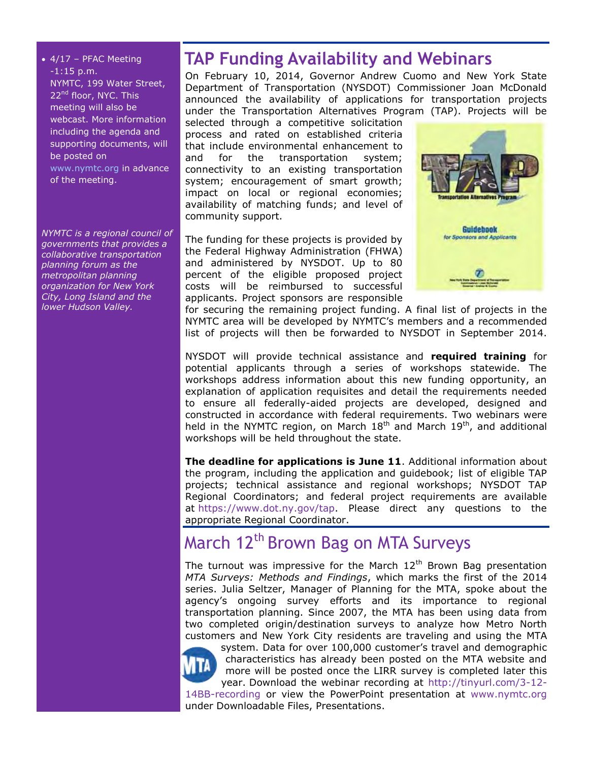- 4/17 – PFAC Meeting -1:15 p.m. NYMTC, 199 Water Street, 22nd floor, NYC. This meeting will also be webcast. More information including the agenda and supporting documents, will be posted on www.nymtc.org in advance of the meeting.

*NYMTC is a regional council of governments that provides a collaborative transportation planning forum as the metropolitan planning organization for New York City, Long Island and the lower Hudson Valley.*

## TAP Funding Availability and Webinars

On February 10, 2014, Governor Andrew Cuomo and New York State Department of Transportation (NYSDOT) Commissioner Joan McDonald announced the availability of applications for transportation projects under the Transportation Alternatives Program (TAP). Projects will be selected through a competitive solicitation process and rated on established criteria that include environmental enhancement to and for the transportation system; connectivity to an existing transportation system; encouragement of smart growth; impact on local or regional economies; availability of matching funds; and level of community support.

The funding for these projects is provided by the Federal Highway Administration (FHWA) and administered by NYSDOT. Up to 80 percent of the eligible proposed project costs will be reimbursed to successful applicants. Project sponsors are responsible for securing the remaining project funding. A final list of projects in the NYMTC area will be developed by NYMTC's members and a recommended list of projects will then be forwarded to NYSDOT in September 2014.

NYSDOT will provide technical assistance and **required training** for potential applicants through a series of workshops statewide. The workshops address information about this new funding opportunity, an explanation of application requisites and detail the requirements needed to ensure all federally-aided projects are developed, designed and constructed in accordance with federal requirements. Two webinars were held in the NYMTC region, on March 18th and March 19th, and additional workshops will be held throughout the state.

**The deadline for applications is June 11**. Additional information about the program, including the application and guidebook; list of eligible TAP projects; technical assistance and regional workshops; NYSDOT TAP Regional Coordinators; and federal project requirements are available at https://www.dot.ny.gov/tap. Please direct any questions to the appropriate Regional Coordinator.

## March 12th Brown Bag on MTA Surveys

The turnout was impressive for the March 12th Brown Bag presentation *MTA Surveys: Methods and Findings*, which marks the first of the 2014 series. Julia Seltzer, Manager of Planning for the MTA, spoke about the agency's ongoing survey efforts and its importance to regional transportation planning. Since 2007, the MTA has been using data from two completed origin/destination surveys to analyze how Metro North customers and New York City residents are traveling and using the MTA system. Data for over 100,000 customer's travel and demographic characteristics has already been posted on the MTA website and more will be posted once the LIRR survey is completed later this year. Download the webinar recording at http://tinyurl.com/3-12-14BB-recording or view the PowerPoint presentation at www.nymtc.org under Downloadable Files, Presentations.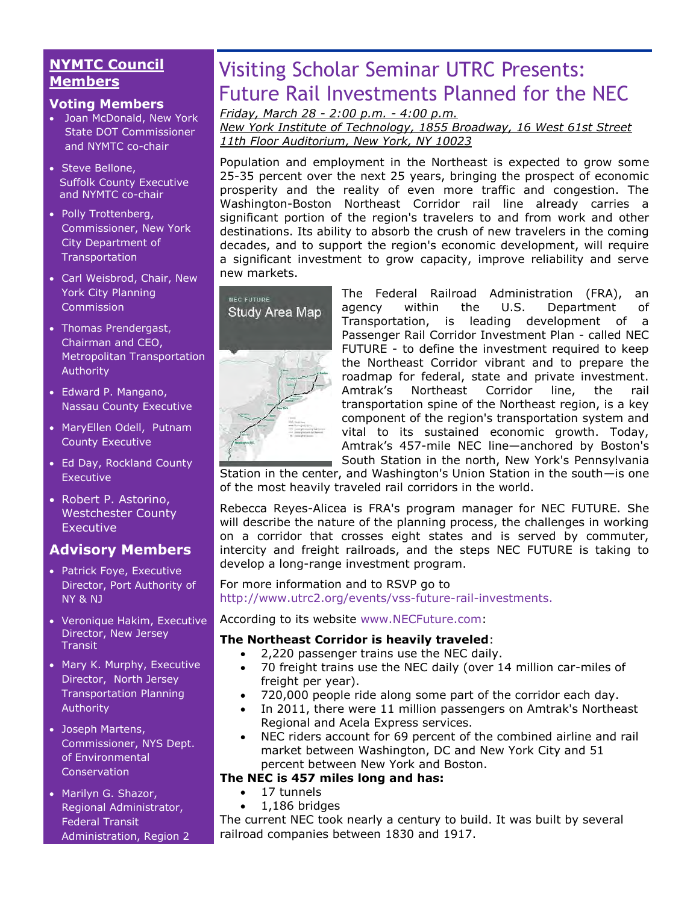## NYMTC Council Members

### Voting Members

- Joan McDonald, New York State DOT Commissioner and NYMTC co-chair
- Steve Bellone, Suffolk County Executive and NYMTC co-chair
- Polly Trottenberg, Commissioner, New York City Department of Transportation
- Carl Weisbrod, Chair, New York City Planning Commission
- Thomas Prendergast, Chairman and CEO, Metropolitan Transportation Authority
- Edward P. Mangano, Nassau County Executive
- MaryEllen Odell, Putnam County Executive
- Ed Day, Rockland County Executive
- Robert P. Astorino, Westchester County Executive

### Advisory Members

- Patrick Foye, Executive Director, Port Authority of NY & NJ
- Veronique Hakim, Executive Director, New Jersey Transit
- Mary K. Murphy, Executive Director, North Jersey Transportation Planning Authority
- Joseph Martens, Commissioner, NYS Dept. of Environmental Conservation
- Marilyn G. Shazor, Regional Administrator, Federal Transit Administration, Region 2

# Visiting Scholar Seminar UTRC Presents: Future Rail Investments Planned for the NEC

*Friday, March 28 - 2:00 p.m. - 4:00 p.m.*
*New York Institute of Technology, 1855 Broadway, 16 West 61st Street*
*11th Floor Auditorium, New York, NY 10023*

Population and employment in the Northeast is expected to grow some 25-35 percent over the next 25 years, bringing the prospect of economic prosperity and the reality of even more traffic and congestion. The Washington-Boston Northeast Corridor rail line already carries a significant portion of the region's travelers to and from work and other destinations. Its ability to absorb the crush of new travelers in the coming decades, and to support the region's economic development, will require a significant investment to grow capacity, improve reliability and serve new markets.

The Federal Railroad Administration (FRA), an agency within the U.S. Department of Transportation, is leading development of a Passenger Rail Corridor Investment Plan - called NEC FUTURE - to define the investment required to keep the Northeast Corridor vibrant and to prepare the roadmap for federal, state and private investment. Amtrak's Northeast Corridor line, the rail transportation spine of the Northeast region, is a key component of the region's transportation system and vital to its sustained economic growth. Today, Amtrak's 457-mile NEC line—anchored by Boston's South Station in the north, New York's Pennsylvania Station in the center, and Washington's Union Station in the south—is one of the most heavily traveled rail corridors in the world.

Rebecca Reyes-Alicea is FRA's program manager for NEC FUTURE. She will describe the nature of the planning process, the challenges in working on a corridor that crosses eight states and is served by commuter, intercity and freight railroads, and the steps NEC FUTURE is taking to develop a long-range investment program.

For more information and to RSVP go to http://www.utrc2.org/events/vss-future-rail-investments.

According to its website www.NECFuture.com:

**The Northeast Corridor is heavily traveled**:

- 2,220 passenger trains use the NEC daily.
- 70 freight trains use the NEC daily (over 14 million car-miles of freight per year).
- 720,000 people ride along some part of the corridor each day.
- In 2011, there were 11 million passengers on Amtrak's Northeast Regional and Acela Express services.
- NEC riders account for 69 percent of the combined airline and rail market between Washington, DC and New York City and 51 percent between New York and Boston.

**The NEC is 457 miles long and has:**

- 17 tunnels
- 1,186 bridges

The current NEC took nearly a century to build. It was built by several railroad companies between 1830 and 1917.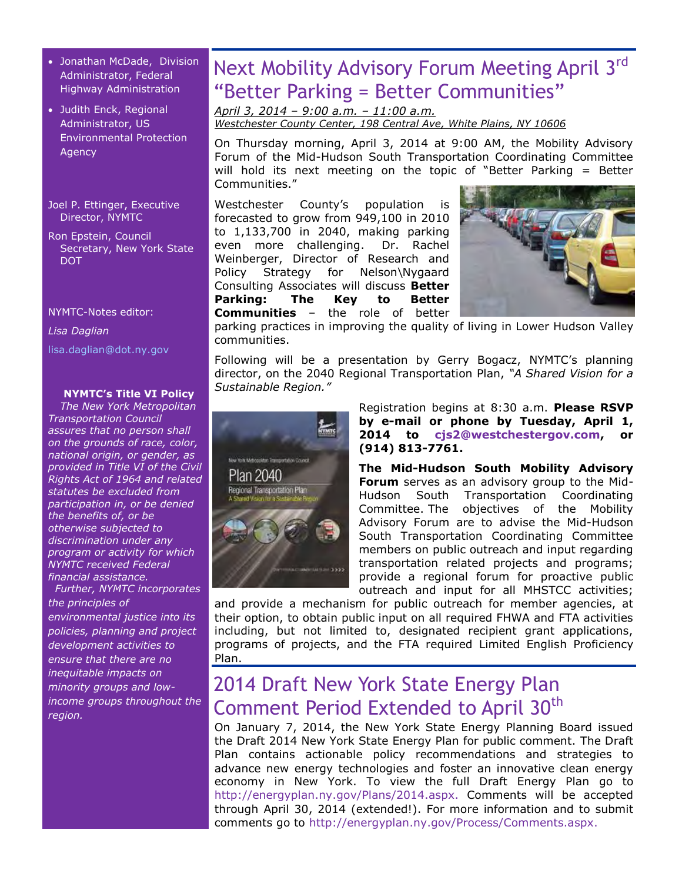- Jonathan McDade, Division Administrator, Federal Highway Administration
- Judith Enck, Regional Administrator, US Environmental Protection Agency

Joel P. Ettinger, Executive Director, NYMTC

Ron Epstein, Council Secretary, New York State DOT

NYMTC-Notes editor:

*Lisa Daglian*

lisa.daglian@dot.ny.gov

**NYMTC's Title VI Policy**

*The New York Metropolitan Transportation Council assures that no person shall on the grounds of race, color, national origin, or gender, as provided in Title VI of the Civil Rights Act of 1964 and related statutes be excluded from participation in, or be denied the benefits of, or be otherwise subjected to discrimination under any program or activity for which NYMTC received Federal financial assistance.*

*Further, NYMTC incorporates the principles of environmental justice into its policies, planning and project development activities to ensure that there are no inequitable impacts on minority groups and low-income groups throughout the region.*

# Next Mobility Advisory Forum Meeting April 3rd "Better Parking = Better Communities"

*April 3, 2014 – 9:00 a.m. – 11:00 a.m.*
*Westchester County Center, 198 Central Ave, White Plains, NY 10606*

On Thursday morning, April 3, 2014 at 9:00 AM, the Mobility Advisory Forum of the Mid-Hudson South Transportation Coordinating Committee will hold its next meeting on the topic of "Better Parking = Better Communities."

Westchester County's population is forecasted to grow from 949,100 in 2010 to 1,133,700 in 2040, making parking even more challenging. Dr. Rachel Weinberger, Director of Research and Policy Strategy for Nelson\Nygaard Consulting Associates will discuss **Better Parking: The Key to Better Communities** – the role of better parking practices in improving the quality of living in Lower Hudson Valley communities.

Following will be a presentation by Gerry Bogacz, NYMTC's planning director, on the 2040 Regional Transportation Plan, *"A Shared Vision for a Sustainable Region."*

Registration begins at 8:30 a.m. **Please RSVP by e-mail or phone by Tuesday, April 1, 2014 to cjs2@westchestergov.com, or (914) 813-7761.**

**The Mid-Hudson South Mobility Advisory Forum** serves as an advisory group to the Mid-Hudson South Transportation Coordinating Committee. The objectives of the Mobility Advisory Forum are to advise the Mid-Hudson South Transportation Coordinating Committee members on public outreach and input regarding transportation related projects and programs; provide a regional forum for proactive public outreach and input for all MHSTCC activities; and provide a mechanism for public outreach for member agencies, at their option, to obtain public input on all required FHWA and FTA activities including, but not limited to, designated recipient grant applications, programs of projects, and the FTA required Limited English Proficiency Plan.

# 2014 Draft New York State Energy Plan Comment Period Extended to April 30th

On January 7, 2014, the New York State Energy Planning Board issued the Draft 2014 New York State Energy Plan for public comment. The Draft Plan contains actionable policy recommendations and strategies to advance new energy technologies and foster an innovative clean energy economy in New York. To view the full Draft Energy Plan go to http://energyplan.ny.gov/Plans/2014.aspx. Comments will be accepted through April 30, 2014 (extended!). For more information and to submit comments go to http://energyplan.ny.gov/Process/Comments.aspx.